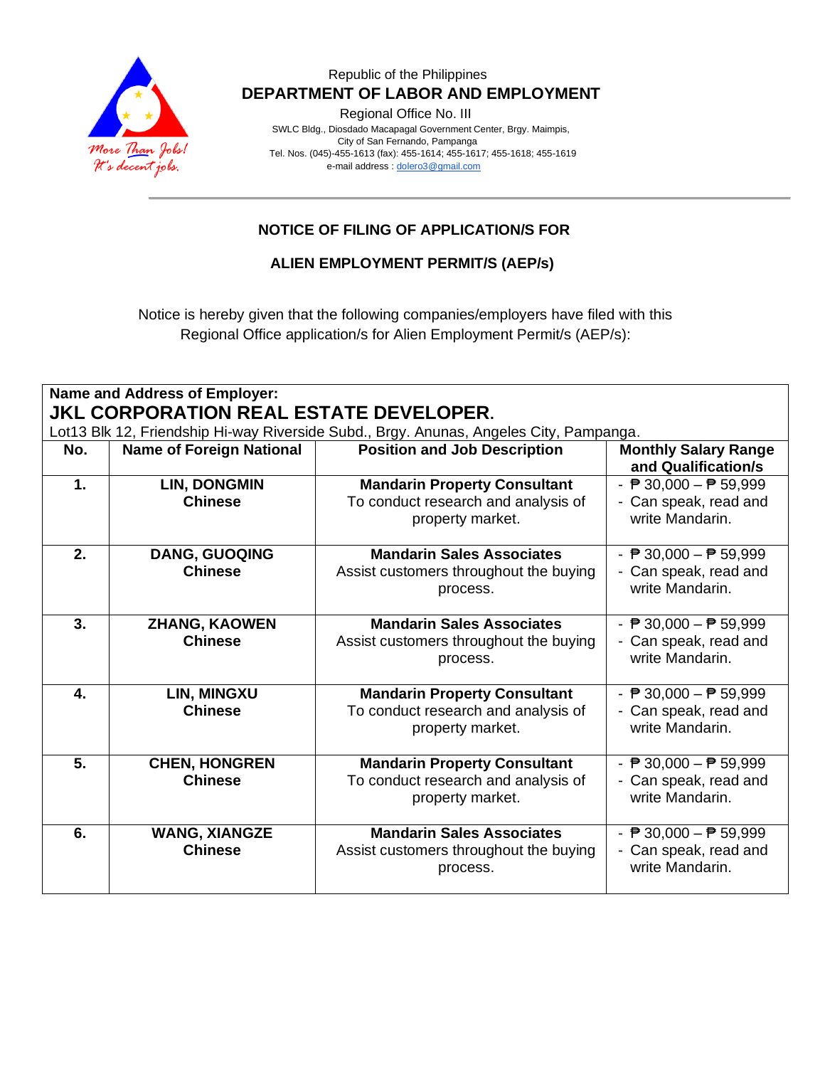Republic of the Philippines

**DEPARTMENT OF LABOR AND EMPLOYMENT**

Regional Office No. III

SWLC Bldg., Diosdado Macapagal Government Center, Brgy. Maimpis, City of San Fernando, Pampanga

Tel. Nos. (045)-455-1613 (fax): 455-1614; 455-1617; 455-1618; 455-1619

e-mail address : dolero3@gmail.com

*More Than Jobs! It's decent jobs.*

## NOTICE OF FILING OF APPLICATION/S FOR

## ALIEN EMPLOYMENT PERMIT/S (AEP/s)

Notice is hereby given that the following companies/employers have filed with this Regional Office application/s for Alien Employment Permit/s (AEP/s):

**Name and Address of Employer:**

**JKL CORPORATION REAL ESTATE DEVELOPER.**

Lot13 Blk 12, Friendship Hi-way Riverside Subd., Brgy. Anunas, Angeles City, Pampanga.

| No. | Name of Foreign National | Position and Job Description | Monthly Salary Range and Qualification/s |
|---|---|---|---|
| **1.** | **LIN, DONGMIN**<br>**Chinese** | **Mandarin Property Consultant**<br>To conduct research and analysis of property market. | - ₱ 30,000 – ₱ 59,999<br>- Can speak, read and write Mandarin. |
| **2.** | **DANG, GUOQING**<br>**Chinese** | **Mandarin Sales Associates**<br>Assist customers throughout the buying process. | - ₱ 30,000 – ₱ 59,999<br>- Can speak, read and write Mandarin. |
| **3.** | **ZHANG, KAOWEN**<br>**Chinese** | **Mandarin Sales Associates**<br>Assist customers throughout the buying process. | - ₱ 30,000 – ₱ 59,999<br>- Can speak, read and write Mandarin. |
| **4.** | **LIN, MINGXU**<br>**Chinese** | **Mandarin Property Consultant**<br>To conduct research and analysis of property market. | - ₱ 30,000 – ₱ 59,999<br>- Can speak, read and write Mandarin. |
| **5.** | **CHEN, HONGREN**<br>**Chinese** | **Mandarin Property Consultant**<br>To conduct research and analysis of property market. | - ₱ 30,000 – ₱ 59,999<br>- Can speak, read and write Mandarin. |
| **6.** | **WANG, XIANGZE**<br>**Chinese** | **Mandarin Sales Associates**<br>Assist customers throughout the buying process. | - ₱ 30,000 – ₱ 59,999<br>- Can speak, read and write Mandarin. |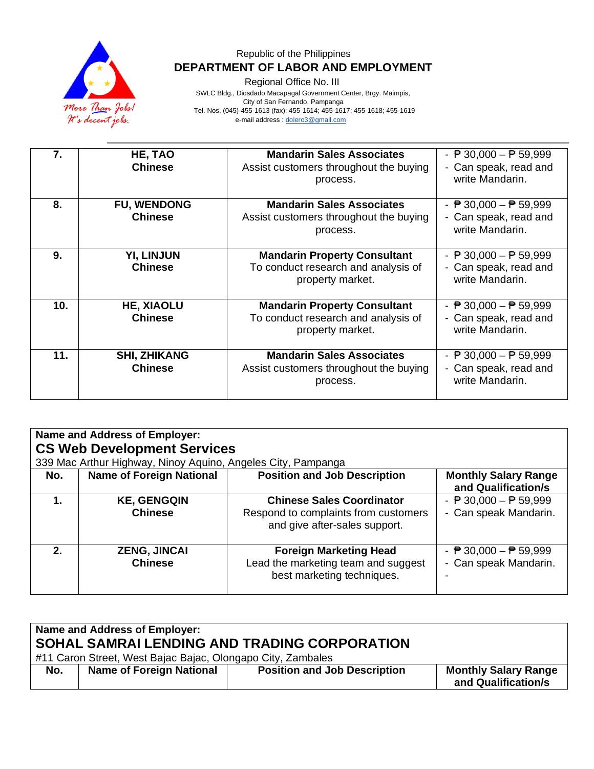Republic of the Philippines
**DEPARTMENT OF LABOR AND EMPLOYMENT**
Regional Office No. III
SWLC Bldg., Diosdado Macapagal Government Center, Brgy. Maimpis,
City of San Fernando, Pampanga
Tel. Nos. (045)-455-1613 (fax): 455-1614; 455-1617; 455-1618; 455-1619
e-mail address : dolero3@gmail.com

| | | | |
|---|---|---|---|
| **7.** | **HE, TAO**<br>**Chinese** | **Mandarin Sales Associates**<br>Assist customers throughout the buying process. | - ₱ 30,000 – ₱ 59,999<br>- Can speak, read and write Mandarin. |
| **8.** | **FU, WENDONG**<br>**Chinese** | **Mandarin Sales Associates**<br>Assist customers throughout the buying process. | - ₱ 30,000 – ₱ 59,999<br>- Can speak, read and write Mandarin. |
| **9.** | **YI, LINJUN**<br>**Chinese** | **Mandarin Property Consultant**<br>To conduct research and analysis of property market. | - ₱ 30,000 – ₱ 59,999<br>- Can speak, read and write Mandarin. |
| **10.** | **HE, XIAOLU**<br>**Chinese** | **Mandarin Property Consultant**<br>To conduct research and analysis of property market. | - ₱ 30,000 – ₱ 59,999<br>- Can speak, read and write Mandarin. |
| **11.** | **SHI, ZHIKANG**<br>**Chinese** | **Mandarin Sales Associates**<br>Assist customers throughout the buying process. | - ₱ 30,000 – ₱ 59,999<br>- Can speak, read and write Mandarin. |

**Name and Address of Employer:**
**CS Web Development Services**
339 Mac Arthur Highway, Ninoy Aquino, Angeles City, Pampanga

| No. | Name of Foreign National | Position and Job Description | Monthly Salary Range and Qualification/s |
|---|---|---|---|
| **1.** | **KE, GENGQIN**<br>**Chinese** | **Chinese Sales Coordinator**<br>Respond to complaints from customers and give after-sales support. | - ₱ 30,000 – ₱ 59,999<br>- Can speak Mandarin. |
| **2.** | **ZENG, JINCAI**<br>**Chinese** | **Foreign Marketing Head**<br>Lead the marketing team and suggest best marketing techniques. | - ₱ 30,000 – ₱ 59,999<br>- Can speak Mandarin.<br>- |

**Name and Address of Employer:**
**SOHAL SAMRAI LENDING AND TRADING CORPORATION**
#11 Caron Street, West Bajac Bajac, Olongapo City, Zambales

| No. | Name of Foreign National | Position and Job Description | Monthly Salary Range and Qualification/s |
|---|---|---|---|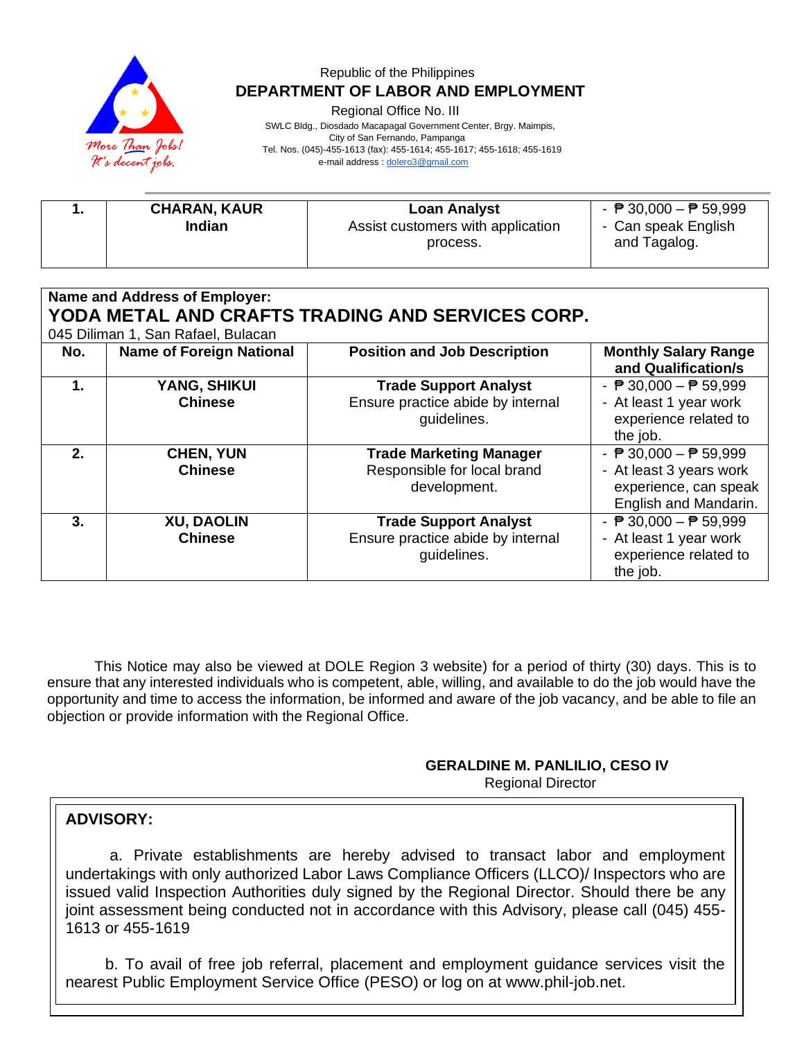Republic of the Philippines
**DEPARTMENT OF LABOR AND EMPLOYMENT**
Regional Office No. III
SWLC Bldg., Diosdado Macapagal Government Center, Brgy. Maimpis,
City of San Fernando, Pampanga
Tel. Nos. (045)-455-1613 (fax): 455-1614; 455-1617; 455-1618; 455-1619
e-mail address : dolero3@gmail.com

| | | | |
|---|---|---|---|
| **1.** | **CHARAN, KAUR**<br>**Indian** | **Loan Analyst**<br>Assist customers with application process. | - ₱ 30,000 – ₱ 59,999<br>- Can speak English and Tagalog. |

**Name and Address of Employer:**
**YODA METAL AND CRAFTS TRADING AND SERVICES CORP.**
045 Diliman 1, San Rafael, Bulacan

| No. | Name of Foreign National | Position and Job Description | Monthly Salary Range and Qualification/s |
|---|---|---|---|
| **1.** | **YANG, SHIKUI**<br>**Chinese** | **Trade Support Analyst**<br>Ensure practice abide by internal guidelines. | - ₱ 30,000 – ₱ 59,999<br>- At least 1 year work experience related to the job. |
| **2.** | **CHEN, YUN**<br>**Chinese** | **Trade Marketing Manager**<br>Responsible for local brand development. | - ₱ 30,000 – ₱ 59,999<br>- At least 3 years work experience, can speak English and Mandarin. |
| **3.** | **XU, DAOLIN**<br>**Chinese** | **Trade Support Analyst**<br>Ensure practice abide by internal guidelines. | - ₱ 30,000 – ₱ 59,999<br>- At least 1 year work experience related to the job. |

This Notice may also be viewed at DOLE Region 3 website) for a period of thirty (30) days. This is to ensure that any interested individuals who is competent, able, willing, and available to do the job would have the opportunity and time to access the information, be informed and aware of the job vacancy, and be able to file an objection or provide information with the Regional Office.

**GERALDINE M. PANLILIO, CESO IV**
Regional Director

**ADVISORY:**

a. Private establishments are hereby advised to transact labor and employment undertakings with only authorized Labor Laws Compliance Officers (LLCO)/ Inspectors who are issued valid Inspection Authorities duly signed by the Regional Director. Should there be any joint assessment being conducted not in accordance with this Advisory, please call (045) 455-1613 or 455-1619

b. To avail of free job referral, placement and employment guidance services visit the nearest Public Employment Service Office (PESO) or log on at www.phil-job.net.